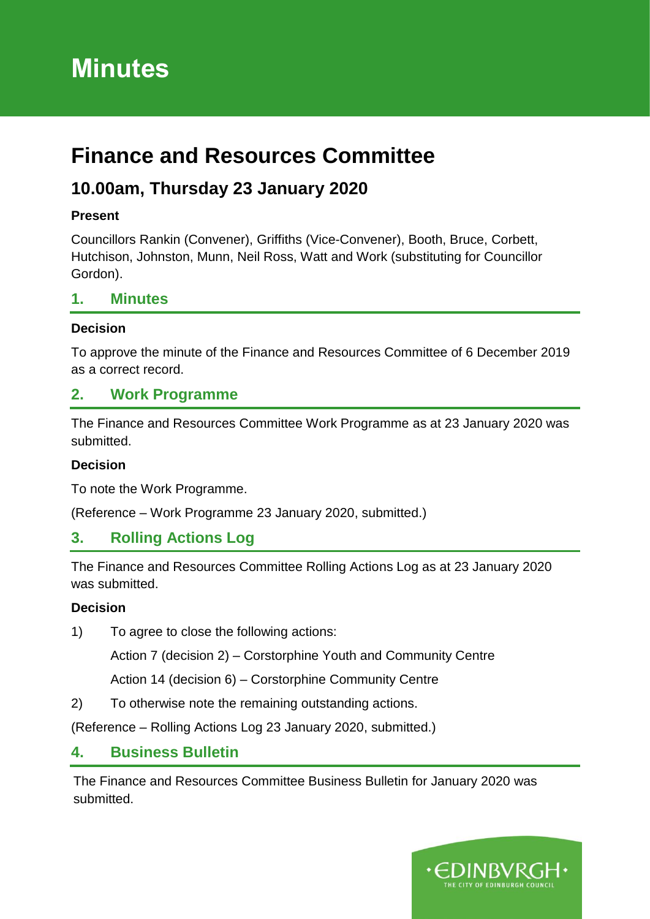# Minutes

# Finance and Resources Committee

## 10.00am, Thursday 23 January 2020

**Present**

Councillors Rankin (Convener), Griffiths (Vice-Convener), Booth, Bruce, Corbett, Hutchison, Johnston, Munn, Neil Ross, Watt and Work (substituting for Councillor Gordon).

### 1. Minutes

**Decision**

To approve the minute of the Finance and Resources Committee of 6 December 2019 as a correct record.

### 2. Work Programme

The Finance and Resources Committee Work Programme as at 23 January 2020 was submitted.

**Decision**

To note the Work Programme.

(Reference – Work Programme 23 January 2020, submitted.)

### 3. Rolling Actions Log

The Finance and Resources Committee Rolling Actions Log as at 23 January 2020 was submitted.

**Decision**

1) To agree to close the following actions:

   Action 7 (decision 2) – Corstorphine Youth and Community Centre

   Action 14 (decision 6) – Corstorphine Community Centre

2) To otherwise note the remaining outstanding actions.

(Reference – Rolling Actions Log 23 January 2020, submitted.)

### 4. Business Bulletin

The Finance and Resources Committee Business Bulletin for January 2020 was submitted.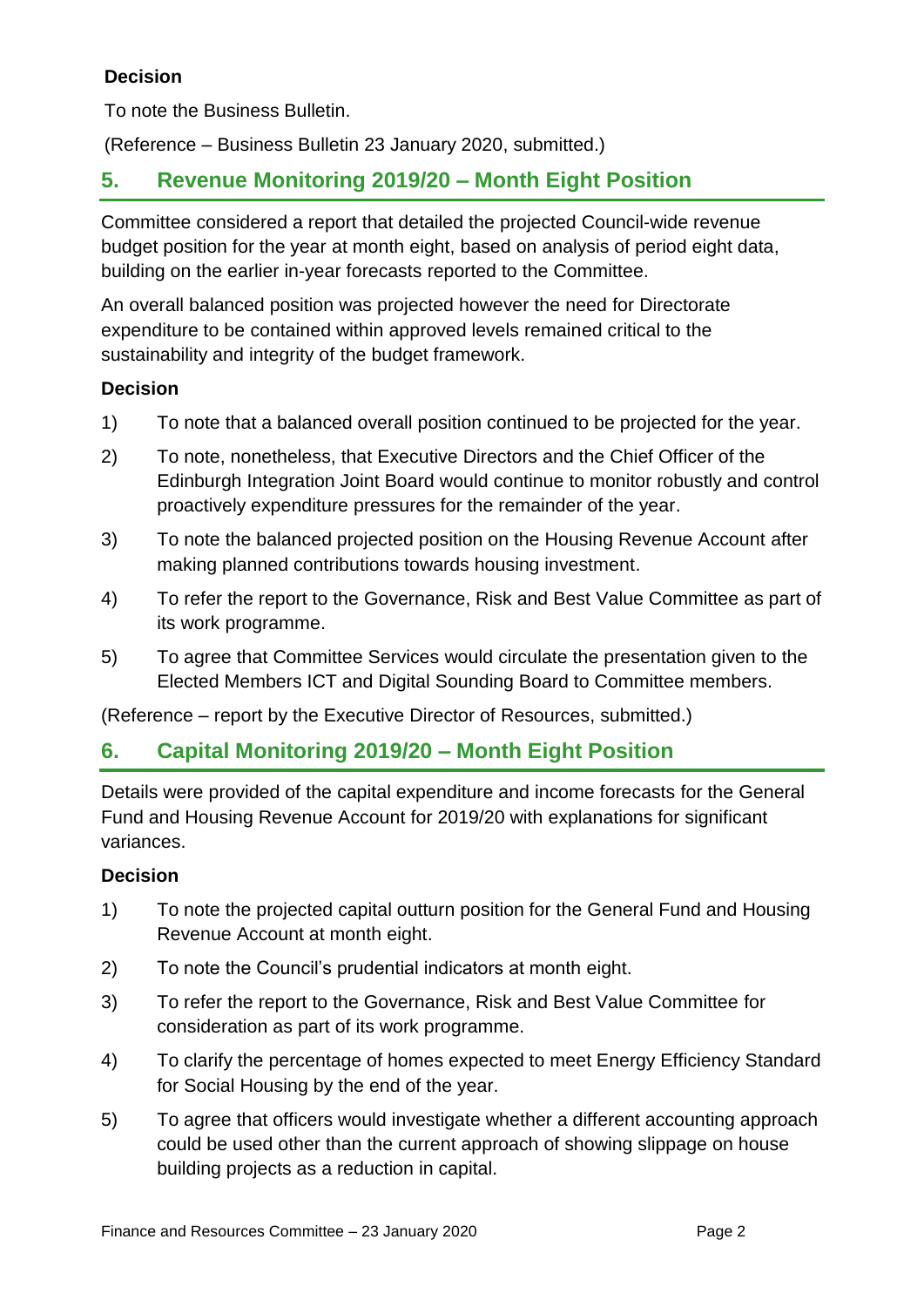### Decision

To note the Business Bulletin.

(Reference – Business Bulletin 23 January 2020, submitted.)

## 5. Revenue Monitoring 2019/20 – Month Eight Position

Committee considered a report that detailed the projected Council-wide revenue budget position for the year at month eight, based on analysis of period eight data, building on the earlier in-year forecasts reported to the Committee.

An overall balanced position was projected however the need for Directorate expenditure to be contained within approved levels remained critical to the sustainability and integrity of the budget framework.

### Decision

1) To note that a balanced overall position continued to be projected for the year.
2) To note, nonetheless, that Executive Directors and the Chief Officer of the Edinburgh Integration Joint Board would continue to monitor robustly and control proactively expenditure pressures for the remainder of the year.
3) To note the balanced projected position on the Housing Revenue Account after making planned contributions towards housing investment.
4) To refer the report to the Governance, Risk and Best Value Committee as part of its work programme.
5) To agree that Committee Services would circulate the presentation given to the Elected Members ICT and Digital Sounding Board to Committee members.

(Reference – report by the Executive Director of Resources, submitted.)

## 6. Capital Monitoring 2019/20 – Month Eight Position

Details were provided of the capital expenditure and income forecasts for the General Fund and Housing Revenue Account for 2019/20 with explanations for significant variances.

### Decision

1) To note the projected capital outturn position for the General Fund and Housing Revenue Account at month eight.
2) To note the Council's prudential indicators at month eight.
3) To refer the report to the Governance, Risk and Best Value Committee for consideration as part of its work programme.
4) To clarify the percentage of homes expected to meet Energy Efficiency Standard for Social Housing by the end of the year.
5) To agree that officers would investigate whether a different accounting approach could be used other than the current approach of showing slippage on house building projects as a reduction in capital.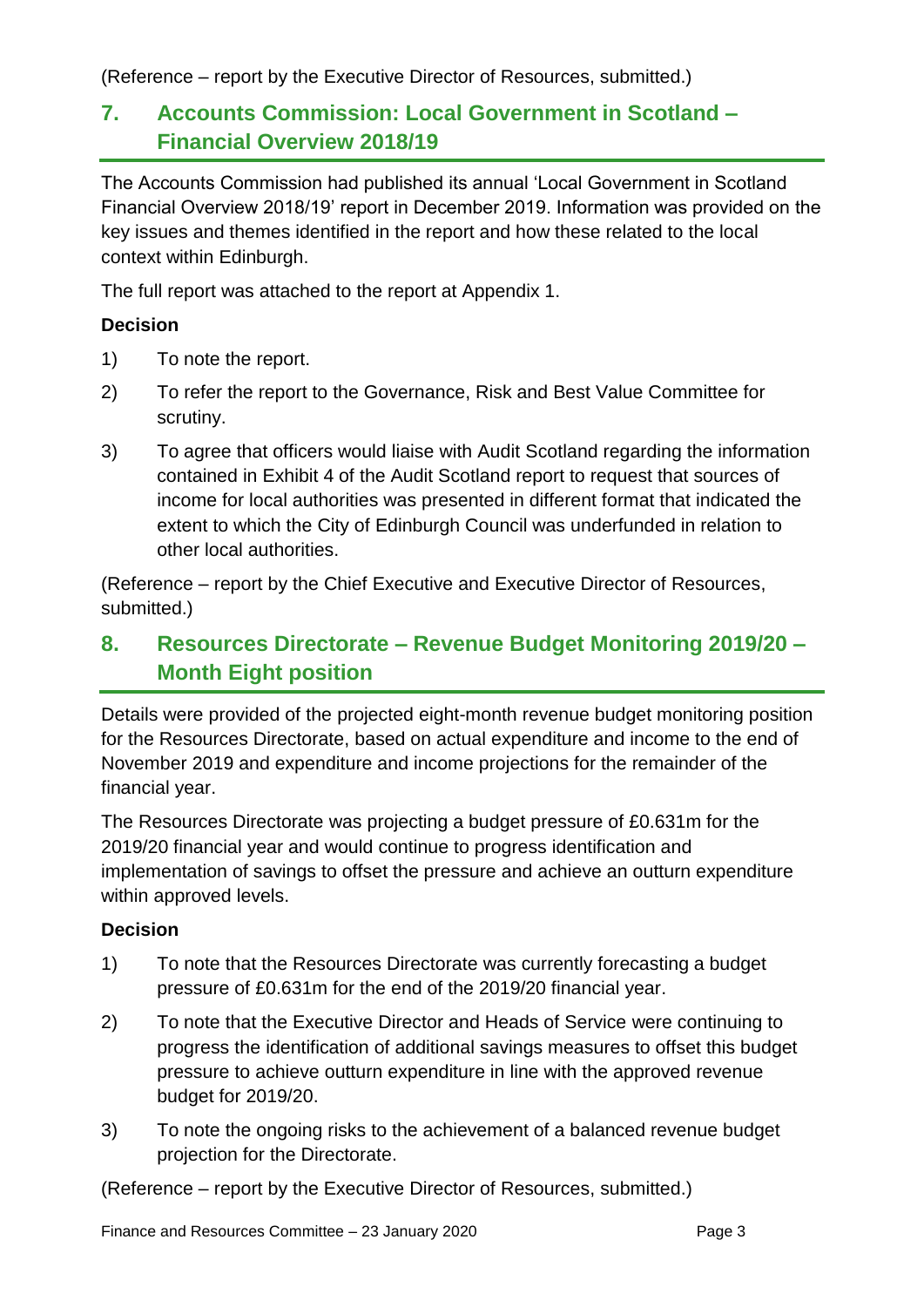(Reference – report by the Executive Director of Resources, submitted.)

## 7. Accounts Commission: Local Government in Scotland – Financial Overview 2018/19

The Accounts Commission had published its annual 'Local Government in Scotland Financial Overview 2018/19' report in December 2019. Information was provided on the key issues and themes identified in the report and how these related to the local context within Edinburgh.

The full report was attached to the report at Appendix 1.

**Decision**

1) To note the report.

2) To refer the report to the Governance, Risk and Best Value Committee for scrutiny.

3) To agree that officers would liaise with Audit Scotland regarding the information contained in Exhibit 4 of the Audit Scotland report to request that sources of income for local authorities was presented in different format that indicated the extent to which the City of Edinburgh Council was underfunded in relation to other local authorities.

(Reference – report by the Chief Executive and Executive Director of Resources, submitted.)

## 8. Resources Directorate – Revenue Budget Monitoring 2019/20 – Month Eight position

Details were provided of the projected eight-month revenue budget monitoring position for the Resources Directorate, based on actual expenditure and income to the end of November 2019 and expenditure and income projections for the remainder of the financial year.

The Resources Directorate was projecting a budget pressure of £0.631m for the 2019/20 financial year and would continue to progress identification and implementation of savings to offset the pressure and achieve an outturn expenditure within approved levels.

**Decision**

1) To note that the Resources Directorate was currently forecasting a budget pressure of £0.631m for the end of the 2019/20 financial year.

2) To note that the Executive Director and Heads of Service were continuing to progress the identification of additional savings measures to offset this budget pressure to achieve outturn expenditure in line with the approved revenue budget for 2019/20.

3) To note the ongoing risks to the achievement of a balanced revenue budget projection for the Directorate.

(Reference – report by the Executive Director of Resources, submitted.)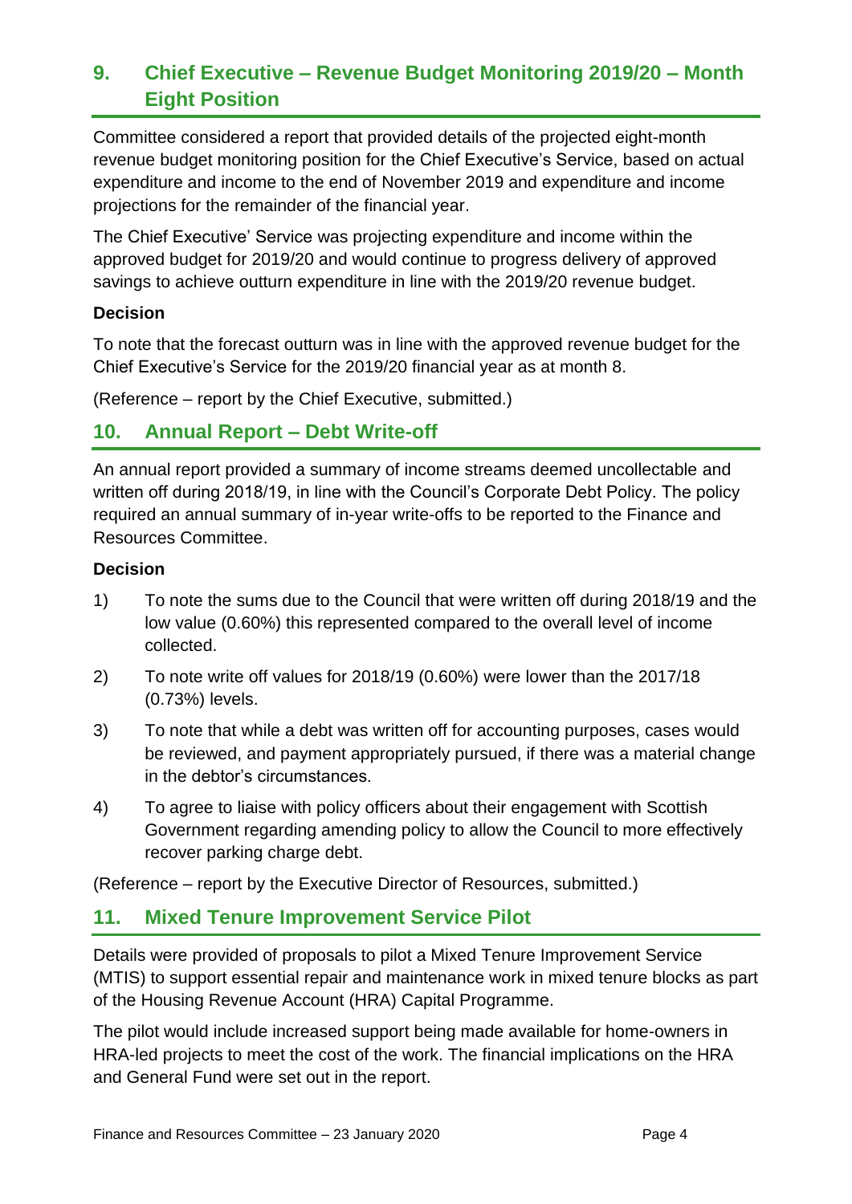## 9. Chief Executive – Revenue Budget Monitoring 2019/20 – Month Eight Position

Committee considered a report that provided details of the projected eight-month revenue budget monitoring position for the Chief Executive's Service, based on actual expenditure and income to the end of November 2019 and expenditure and income projections for the remainder of the financial year.

The Chief Executive' Service was projecting expenditure and income within the approved budget for 2019/20 and would continue to progress delivery of approved savings to achieve outturn expenditure in line with the 2019/20 revenue budget.

**Decision**

To note that the forecast outturn was in line with the approved revenue budget for the Chief Executive's Service for the 2019/20 financial year as at month 8.

(Reference – report by the Chief Executive, submitted.)

## 10. Annual Report – Debt Write-off

An annual report provided a summary of income streams deemed uncollectable and written off during 2018/19, in line with the Council's Corporate Debt Policy. The policy required an annual summary of in-year write-offs to be reported to the Finance and Resources Committee.

**Decision**

1) To note the sums due to the Council that were written off during 2018/19 and the low value (0.60%) this represented compared to the overall level of income collected.

2) To note write off values for 2018/19 (0.60%) were lower than the 2017/18 (0.73%) levels.

3) To note that while a debt was written off for accounting purposes, cases would be reviewed, and payment appropriately pursued, if there was a material change in the debtor's circumstances.

4) To agree to liaise with policy officers about their engagement with Scottish Government regarding amending policy to allow the Council to more effectively recover parking charge debt.

(Reference – report by the Executive Director of Resources, submitted.)

## 11. Mixed Tenure Improvement Service Pilot

Details were provided of proposals to pilot a Mixed Tenure Improvement Service (MTIS) to support essential repair and maintenance work in mixed tenure blocks as part of the Housing Revenue Account (HRA) Capital Programme.

The pilot would include increased support being made available for home-owners in HRA-led projects to meet the cost of the work. The financial implications on the HRA and General Fund were set out in the report.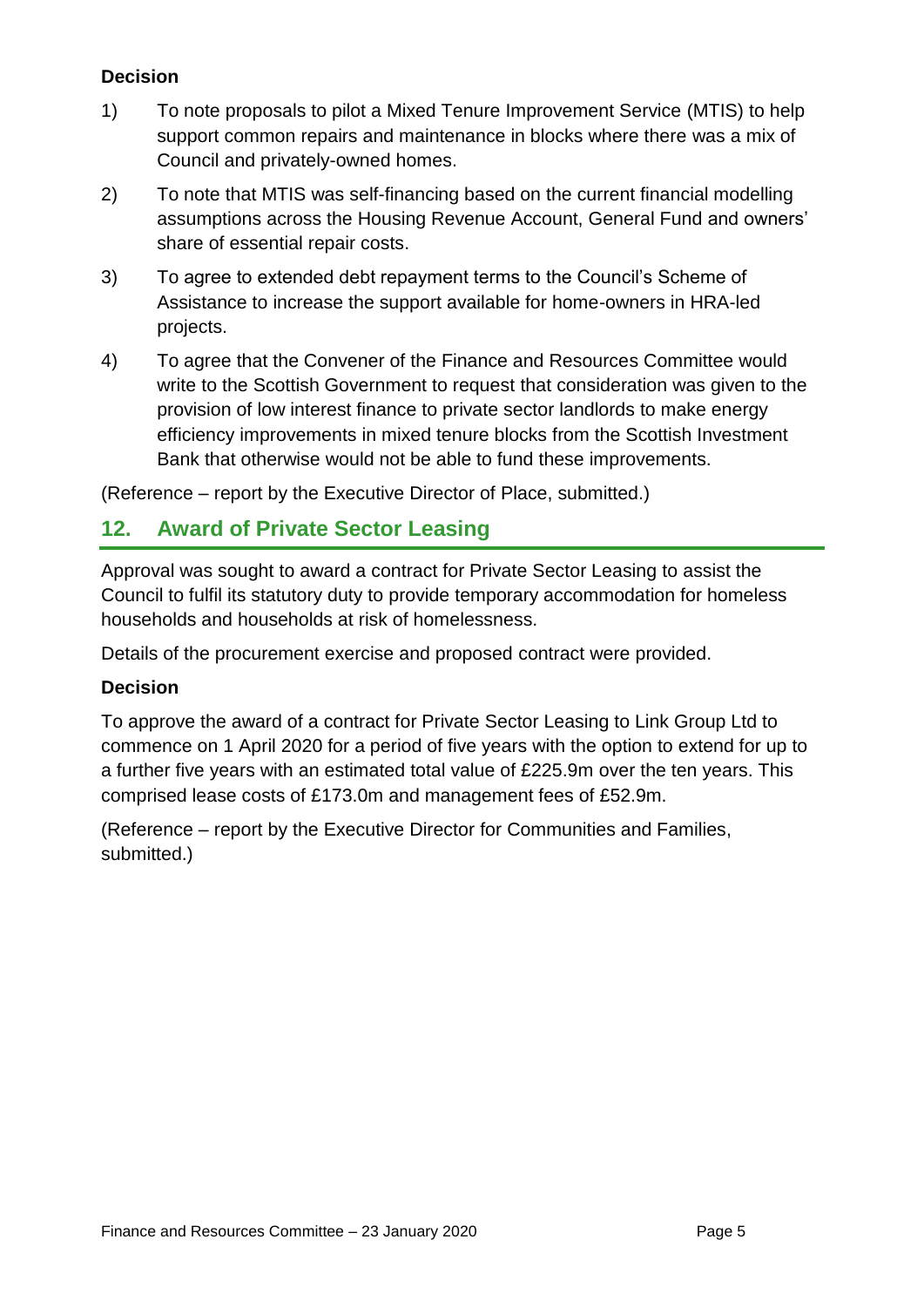**Decision**

1) To note proposals to pilot a Mixed Tenure Improvement Service (MTIS) to help support common repairs and maintenance in blocks where there was a mix of Council and privately-owned homes.

2) To note that MTIS was self-financing based on the current financial modelling assumptions across the Housing Revenue Account, General Fund and owners' share of essential repair costs.

3) To agree to extended debt repayment terms to the Council's Scheme of Assistance to increase the support available for home-owners in HRA-led projects.

4) To agree that the Convener of the Finance and Resources Committee would write to the Scottish Government to request that consideration was given to the provision of low interest finance to private sector landlords to make energy efficiency improvements in mixed tenure blocks from the Scottish Investment Bank that otherwise would not be able to fund these improvements.

(Reference – report by the Executive Director of Place, submitted.)

## 12. Award of Private Sector Leasing

Approval was sought to award a contract for Private Sector Leasing to assist the Council to fulfil its statutory duty to provide temporary accommodation for homeless households and households at risk of homelessness.

Details of the procurement exercise and proposed contract were provided.

**Decision**

To approve the award of a contract for Private Sector Leasing to Link Group Ltd to commence on 1 April 2020 for a period of five years with the option to extend for up to a further five years with an estimated total value of £225.9m over the ten years. This comprised lease costs of £173.0m and management fees of £52.9m.

(Reference – report by the Executive Director for Communities and Families, submitted.)